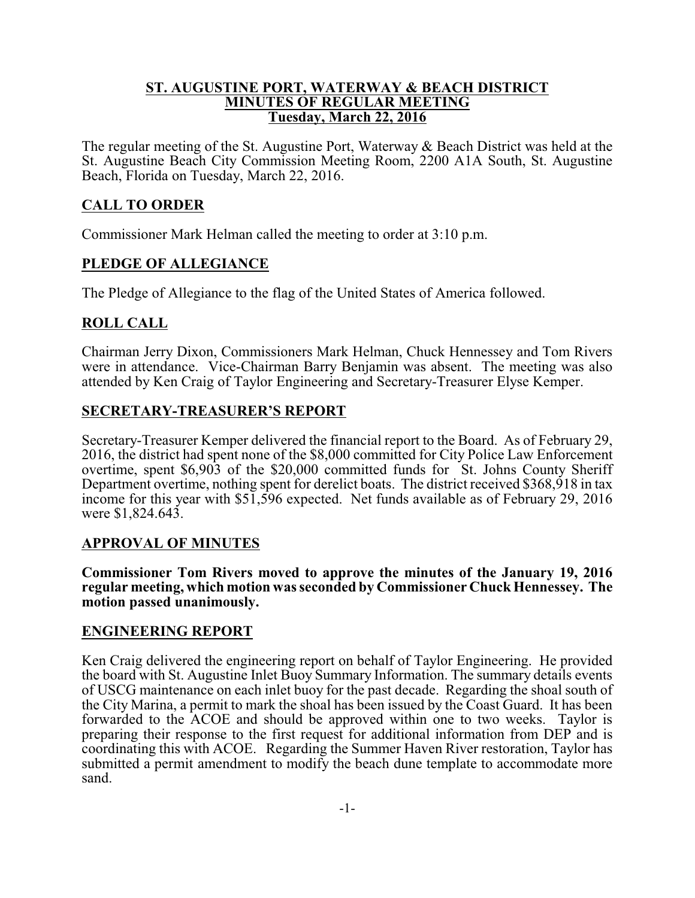# ST. AUGUSTINE PORT, WATERWAY & BEACH DISTRICT
## MINUTES OF REGULAR MEETING
### Tuesday, March 22, 2016

The regular meeting of the St. Augustine Port, Waterway & Beach District was held at the St. Augustine Beach City Commission Meeting Room, 2200 A1A South, St. Augustine Beach, Florida on Tuesday, March 22, 2016.

## CALL TO ORDER

Commissioner Mark Helman called the meeting to order at 3:10 p.m.

## PLEDGE OF ALLEGIANCE

The Pledge of Allegiance to the flag of the United States of America followed.

## ROLL CALL

Chairman Jerry Dixon, Commissioners Mark Helman, Chuck Hennessey and Tom Rivers were in attendance. Vice-Chairman Barry Benjamin was absent. The meeting was also attended by Ken Craig of Taylor Engineering and Secretary-Treasurer Elyse Kemper.

## SECRETARY-TREASURER'S REPORT

Secretary-Treasurer Kemper delivered the financial report to the Board. As of February 29, 2016, the district had spent none of the $8,000 committed for City Police Law Enforcement overtime, spent $6,903 of the $20,000 committed funds for St. Johns County Sheriff Department overtime, nothing spent for derelict boats. The district received $368,918 in tax income for this year with $51,596 expected. Net funds available as of February 29, 2016 were $1,824.643.

## APPROVAL OF MINUTES

**Commissioner Tom Rivers moved to approve the minutes of the January 19, 2016 regular meeting, which motion was seconded by Commissioner Chuck Hennessey. The motion passed unanimously.**

## ENGINEERING REPORT

Ken Craig delivered the engineering report on behalf of Taylor Engineering. He provided the board with St. Augustine Inlet Buoy Summary Information. The summary details events of USCG maintenance on each inlet buoy for the past decade. Regarding the shoal south of the City Marina, a permit to mark the shoal has been issued by the Coast Guard. It has been forwarded to the ACOE and should be approved within one to two weeks. Taylor is preparing their response to the first request for additional information from DEP and is coordinating this with ACOE. Regarding the Summer Haven River restoration, Taylor has submitted a permit amendment to modify the beach dune template to accommodate more sand.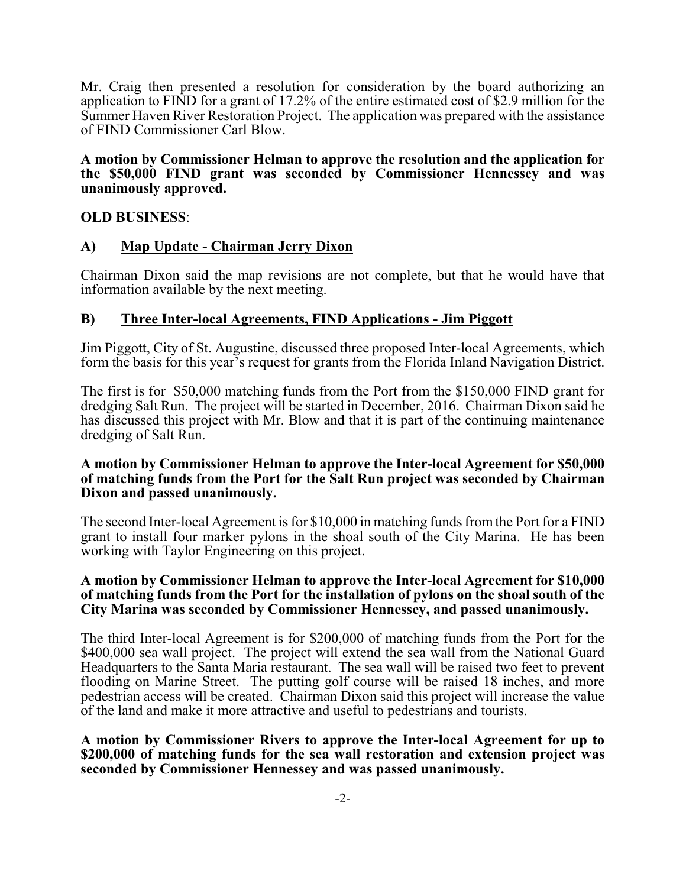Mr. Craig then presented a resolution for consideration by the board authorizing an application to FIND for a grant of 17.2% of the entire estimated cost of $2.9 million for the Summer Haven River Restoration Project. The application was prepared with the assistance of FIND Commissioner Carl Blow.

**A motion by Commissioner Helman to approve the resolution and the application for the $50,000 FIND grant was seconded by Commissioner Hennessey and was unanimously approved.**

**OLD BUSINESS**:

## A) Map Update - Chairman Jerry Dixon

Chairman Dixon said the map revisions are not complete, but that he would have that information available by the next meeting.

## B) Three Inter-local Agreements, FIND Applications - Jim Piggott

Jim Piggott, City of St. Augustine, discussed three proposed Inter-local Agreements, which form the basis for this year's request for grants from the Florida Inland Navigation District.

The first is for $50,000 matching funds from the Port from the $150,000 FIND grant for dredging Salt Run. The project will be started in December, 2016. Chairman Dixon said he has discussed this project with Mr. Blow and that it is part of the continuing maintenance dredging of Salt Run.

**A motion by Commissioner Helman to approve the Inter-local Agreement for $50,000 of matching funds from the Port for the Salt Run project was seconded by Chairman Dixon and passed unanimously.**

The second Inter-local Agreement is for $10,000 in matching funds from the Port for a FIND grant to install four marker pylons in the shoal south of the City Marina. He has been working with Taylor Engineering on this project.

**A motion by Commissioner Helman to approve the Inter-local Agreement for $10,000 of matching funds from the Port for the installation of pylons on the shoal south of the City Marina was seconded by Commissioner Hennessey, and passed unanimously.**

The third Inter-local Agreement is for $200,000 of matching funds from the Port for the $400,000 sea wall project. The project will extend the sea wall from the National Guard Headquarters to the Santa Maria restaurant. The sea wall will be raised two feet to prevent flooding on Marine Street. The putting golf course will be raised 18 inches, and more pedestrian access will be created. Chairman Dixon said this project will increase the value of the land and make it more attractive and useful to pedestrians and tourists.

**A motion by Commissioner Rivers to approve the Inter-local Agreement for up to $200,000 of matching funds for the sea wall restoration and extension project was seconded by Commissioner Hennessey and was passed unanimously.**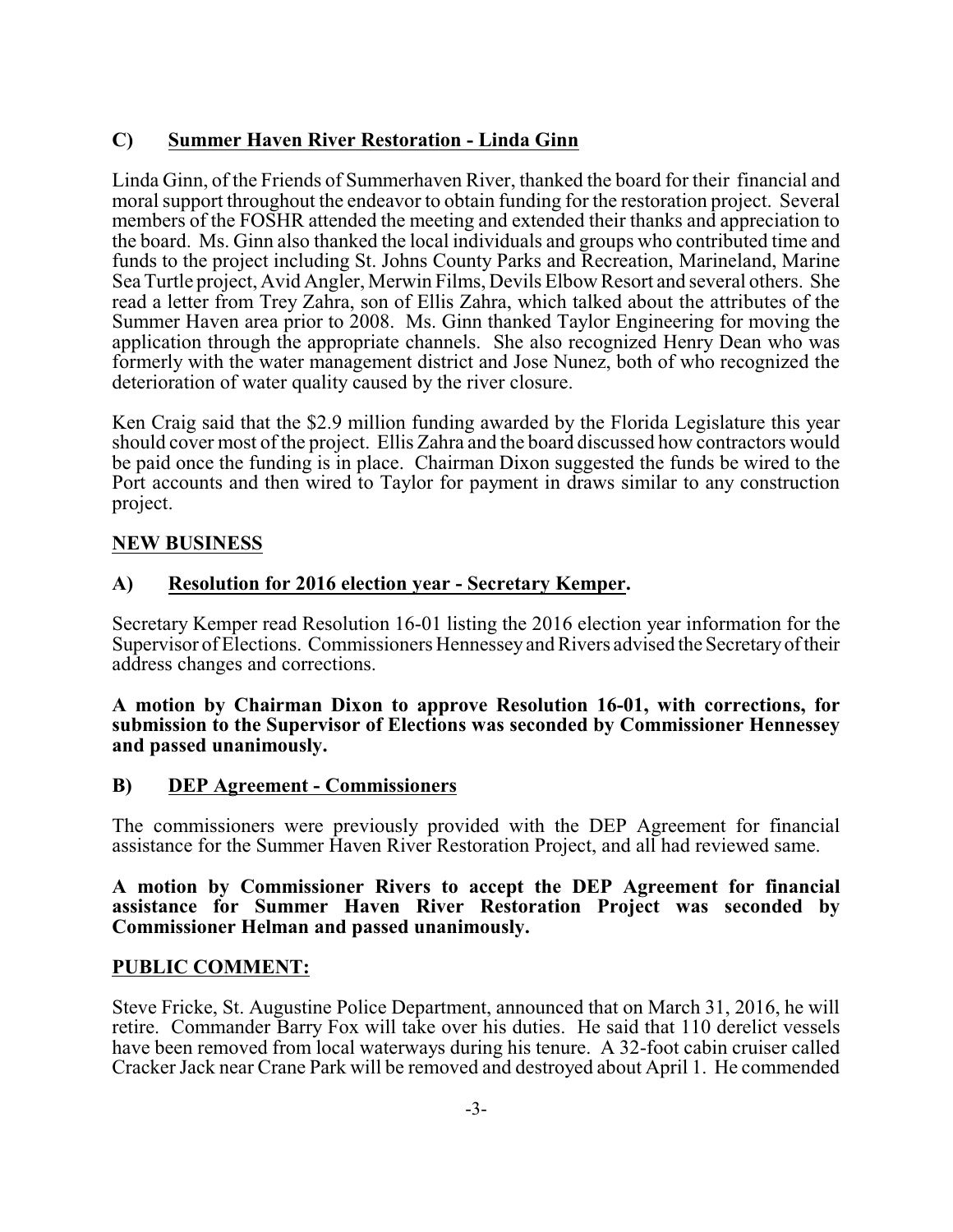## C) Summer Haven River Restoration - Linda Ginn

Linda Ginn, of the Friends of Summerhaven River, thanked the board for their financial and moral support throughout the endeavor to obtain funding for the restoration project. Several members of the FOSHR attended the meeting and extended their thanks and appreciation to the board. Ms. Ginn also thanked the local individuals and groups who contributed time and funds to the project including St. Johns County Parks and Recreation, Marineland, Marine Sea Turtle project, Avid Angler, Merwin Films, Devils Elbow Resort and several others. She read a letter from Trey Zahra, son of Ellis Zahra, which talked about the attributes of the Summer Haven area prior to 2008. Ms. Ginn thanked Taylor Engineering for moving the application through the appropriate channels. She also recognized Henry Dean who was formerly with the water management district and Jose Nunez, both of who recognized the deterioration of water quality caused by the river closure.

Ken Craig said that the $2.9 million funding awarded by the Florida Legislature this year should cover most of the project. Ellis Zahra and the board discussed how contractors would be paid once the funding is in place. Chairman Dixon suggested the funds be wired to the Port accounts and then wired to Taylor for payment in draws similar to any construction project.

## NEW BUSINESS

## A) Resolution for 2016 election year - Secretary Kemper.

Secretary Kemper read Resolution 16-01 listing the 2016 election year information for the Supervisor of Elections. Commissioners Hennessey and Rivers advised the Secretary of their address changes and corrections.

**A motion by Chairman Dixon to approve Resolution 16-01, with corrections, for submission to the Supervisor of Elections was seconded by Commissioner Hennessey and passed unanimously.**

## B) DEP Agreement - Commissioners

The commissioners were previously provided with the DEP Agreement for financial assistance for the Summer Haven River Restoration Project, and all had reviewed same.

**A motion by Commissioner Rivers to accept the DEP Agreement for financial assistance for Summer Haven River Restoration Project was seconded by Commissioner Helman and passed unanimously.**

## PUBLIC COMMENT:

Steve Fricke, St. Augustine Police Department, announced that on March 31, 2016, he will retire. Commander Barry Fox will take over his duties. He said that 110 derelict vessels have been removed from local waterways during his tenure. A 32-foot cabin cruiser called Cracker Jack near Crane Park will be removed and destroyed about April 1. He commended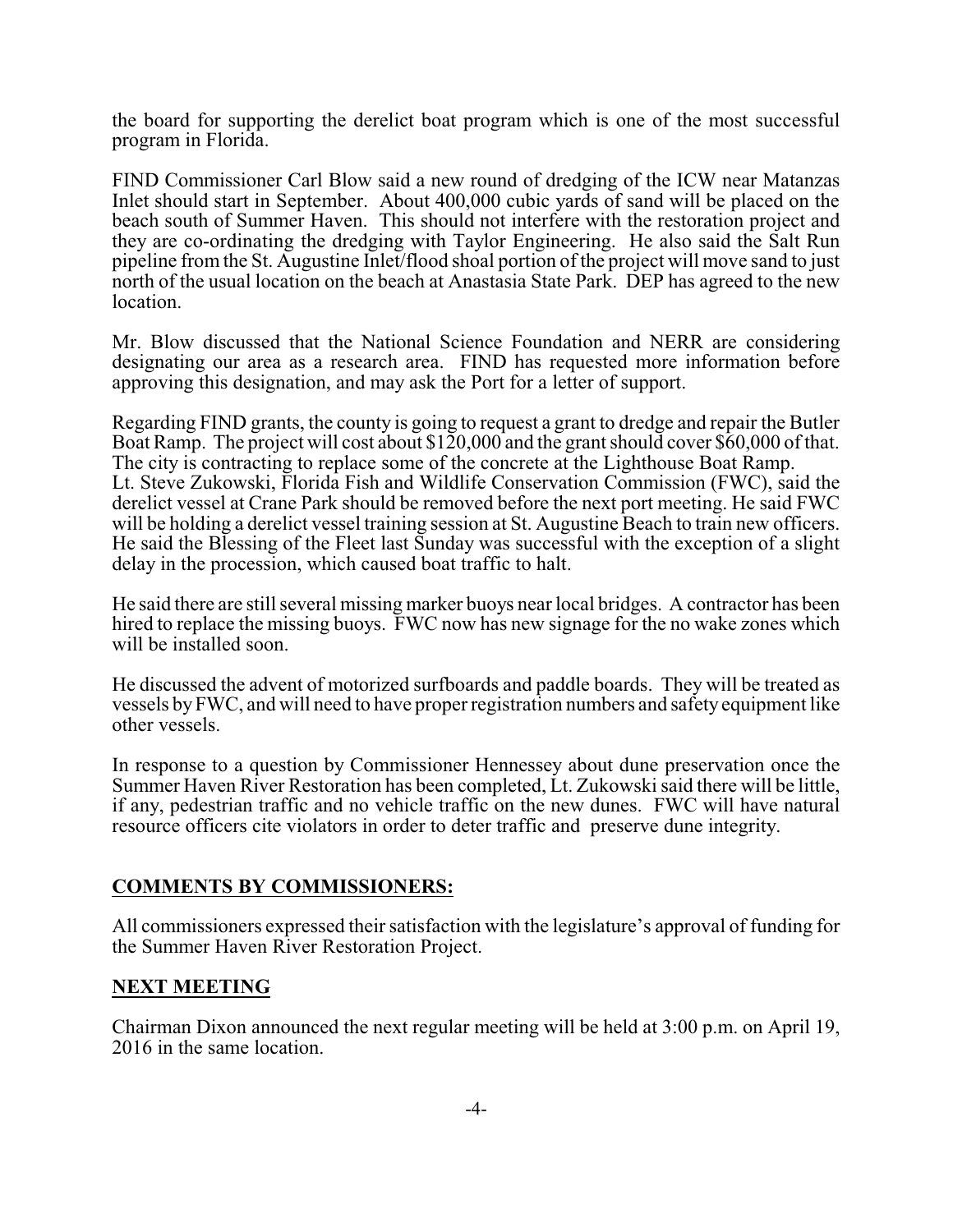the board for supporting the derelict boat program which is one of the most successful program in Florida.

FIND Commissioner Carl Blow said a new round of dredging of the ICW near Matanzas Inlet should start in September. About 400,000 cubic yards of sand will be placed on the beach south of Summer Haven. This should not interfere with the restoration project and they are co-ordinating the dredging with Taylor Engineering. He also said the Salt Run pipeline from the St. Augustine Inlet/flood shoal portion of the project will move sand to just north of the usual location on the beach at Anastasia State Park. DEP has agreed to the new location.

Mr. Blow discussed that the National Science Foundation and NERR are considering designating our area as a research area. FIND has requested more information before approving this designation, and may ask the Port for a letter of support.

Regarding FIND grants, the county is going to request a grant to dredge and repair the Butler Boat Ramp. The project will cost about $120,000 and the grant should cover $60,000 of that. The city is contracting to replace some of the concrete at the Lighthouse Boat Ramp.
Lt. Steve Zukowski, Florida Fish and Wildlife Conservation Commission (FWC), said the derelict vessel at Crane Park should be removed before the next port meeting. He said FWC will be holding a derelict vessel training session at St. Augustine Beach to train new officers. He said the Blessing of the Fleet last Sunday was successful with the exception of a slight delay in the procession, which caused boat traffic to halt.

He said there are still several missing marker buoys near local bridges. A contractor has been hired to replace the missing buoys. FWC now has new signage for the no wake zones which will be installed soon.

He discussed the advent of motorized surfboards and paddle boards. They will be treated as vessels by FWC, and will need to have proper registration numbers and safety equipment like other vessels.

In response to a question by Commissioner Hennessey about dune preservation once the Summer Haven River Restoration has been completed, Lt. Zukowski said there will be little, if any, pedestrian traffic and no vehicle traffic on the new dunes. FWC will have natural resource officers cite violators in order to deter traffic and preserve dune integrity.

## COMMENTS BY COMMISSIONERS:

All commissioners expressed their satisfaction with the legislature's approval of funding for the Summer Haven River Restoration Project.

## NEXT MEETING

Chairman Dixon announced the next regular meeting will be held at 3:00 p.m. on April 19, 2016 in the same location.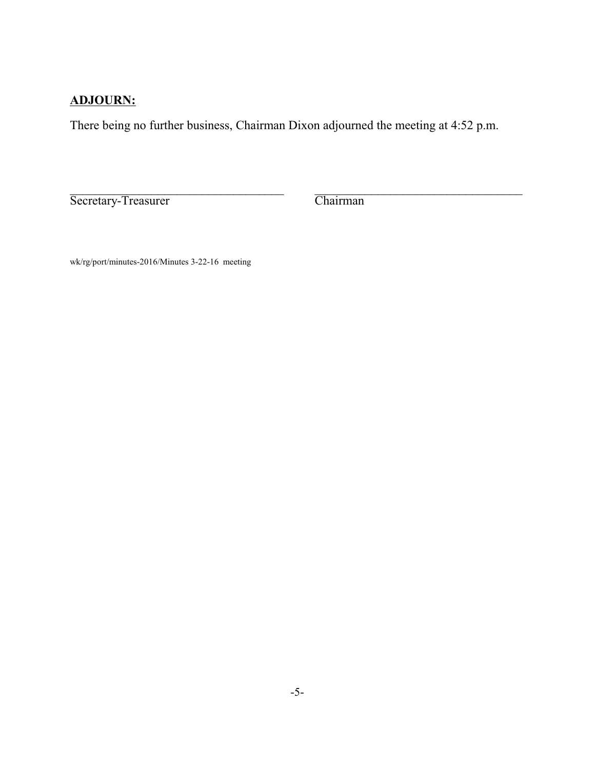**ADJOURN:**

There being no further business, Chairman Dixon adjourned the meeting at 4:52 p.m.

\_\_\_\_\_\_\_\_\_\_\_\_\_\_\_\_\_\_\_\_\_\_\_\_\_\_\_\_\_\_\_\_\_\_\_\_\_\_ \_\_\_\_\_\_\_\_\_\_\_\_\_\_\_\_\_\_\_\_\_\_\_\_\_\_\_\_\_\_\_\_\_\_\_\_\_\_

Secretary-Treasurer Chairman

wk/rg/port/minutes-2016/Minutes 3-22-16 meeting